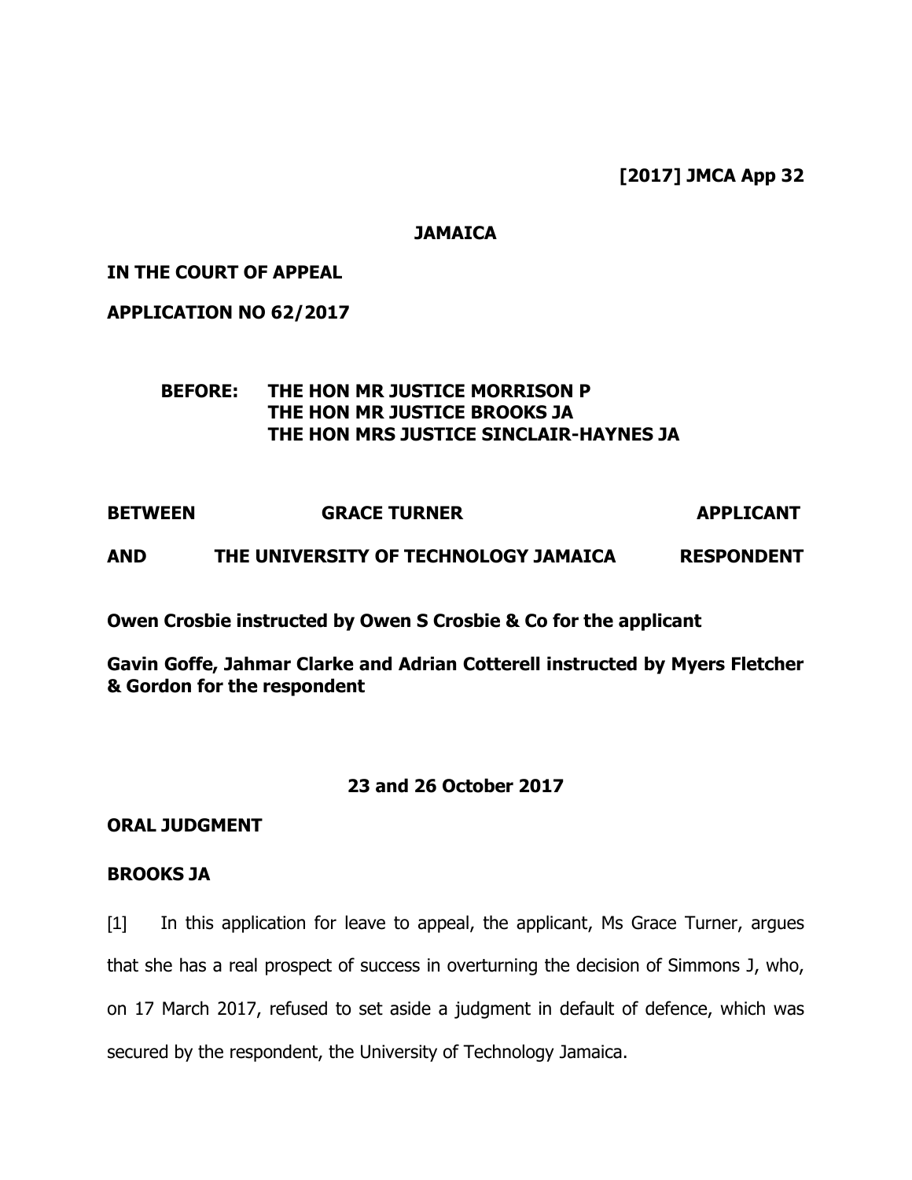**[2017] JMCA App 32**

**JAMAICA**

**IN THE COURT OF APPEAL**

**APPLICATION NO 62/2017**

**BEFORE: THE HON MR JUSTICE MORRISON P**
**THE HON MR JUSTICE BROOKS JA**
**THE HON MRS JUSTICE SINCLAIR-HAYNES JA**

| | | |
|---|---|---|
| **BETWEEN** | **GRACE TURNER** | **APPLICANT** |
| **AND** | **THE UNIVERSITY OF TECHNOLOGY JAMAICA** | **RESPONDENT** |

**Owen Crosbie instructed by Owen S Crosbie & Co for the applicant**

**Gavin Goffe, Jahmar Clarke and Adrian Cotterell instructed by Myers Fletcher & Gordon for the respondent**

**23 and 26 October 2017**

**ORAL JUDGMENT**

**BROOKS JA**

[1] In this application for leave to appeal, the applicant, Ms Grace Turner, argues that she has a real prospect of success in overturning the decision of Simmons J, who, on 17 March 2017, refused to set aside a judgment in default of defence, which was secured by the respondent, the University of Technology Jamaica.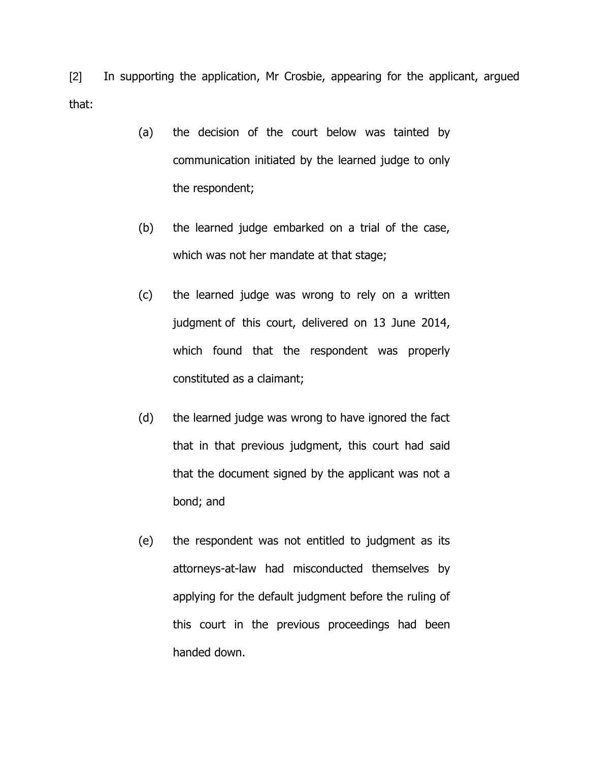[2] In supporting the application, Mr Crosbie, appearing for the applicant, argued that:

(a) the decision of the court below was tainted by communication initiated by the learned judge to only the respondent;

(b) the learned judge embarked on a trial of the case, which was not her mandate at that stage;

(c) the learned judge was wrong to rely on a written judgment of this court, delivered on 13 June 2014, which found that the respondent was properly constituted as a claimant;

(d) the learned judge was wrong to have ignored the fact that in that previous judgment, this court had said that the document signed by the applicant was not a bond; and

(e) the respondent was not entitled to judgment as its attorneys-at-law had misconducted themselves by applying for the default judgment before the ruling of this court in the previous proceedings had been handed down.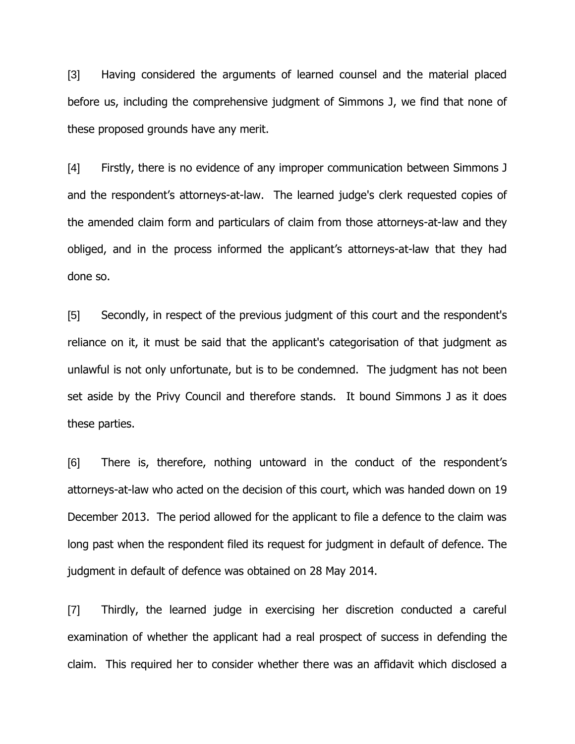[3] Having considered the arguments of learned counsel and the material placed before us, including the comprehensive judgment of Simmons J, we find that none of these proposed grounds have any merit.

[4] Firstly, there is no evidence of any improper communication between Simmons J and the respondent's attorneys-at-law. The learned judge's clerk requested copies of the amended claim form and particulars of claim from those attorneys-at-law and they obliged, and in the process informed the applicant's attorneys-at-law that they had done so.

[5] Secondly, in respect of the previous judgment of this court and the respondent's reliance on it, it must be said that the applicant's categorisation of that judgment as unlawful is not only unfortunate, but is to be condemned. The judgment has not been set aside by the Privy Council and therefore stands. It bound Simmons J as it does these parties.

[6] There is, therefore, nothing untoward in the conduct of the respondent's attorneys-at-law who acted on the decision of this court, which was handed down on 19 December 2013. The period allowed for the applicant to file a defence to the claim was long past when the respondent filed its request for judgment in default of defence. The judgment in default of defence was obtained on 28 May 2014.

[7] Thirdly, the learned judge in exercising her discretion conducted a careful examination of whether the applicant had a real prospect of success in defending the claim. This required her to consider whether there was an affidavit which disclosed a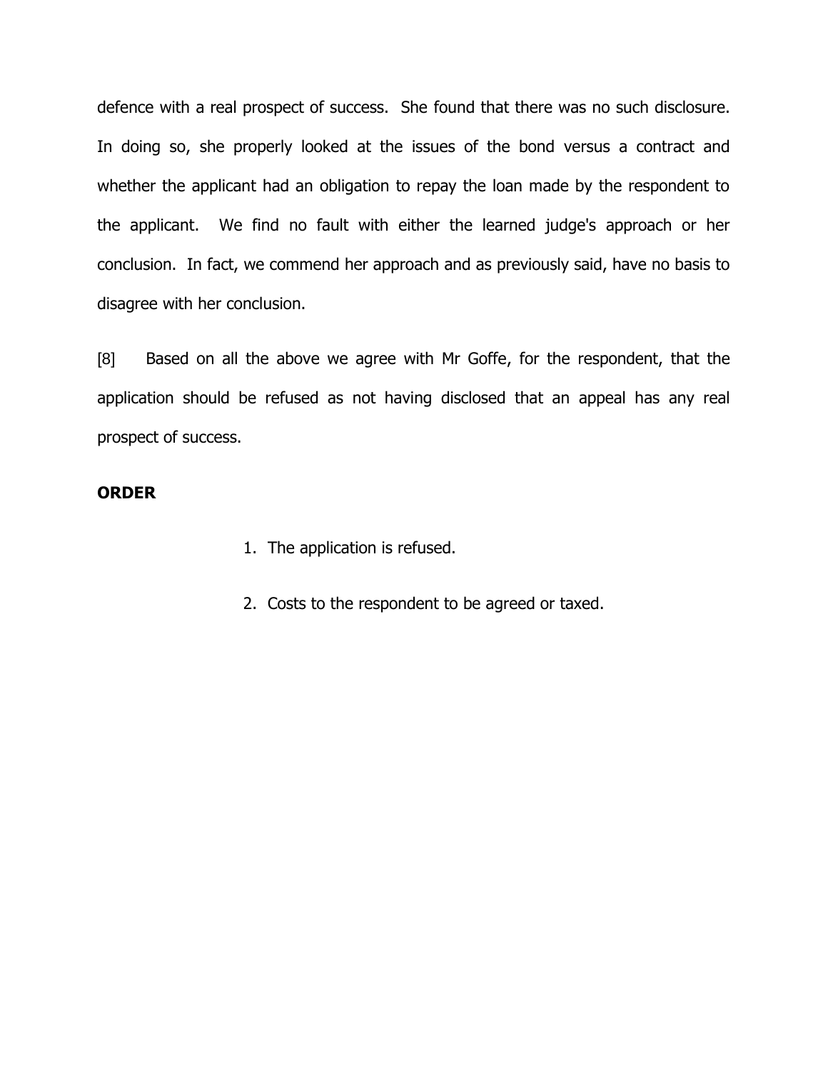defence with a real prospect of success. She found that there was no such disclosure. In doing so, she properly looked at the issues of the bond versus a contract and whether the applicant had an obligation to repay the loan made by the respondent to the applicant. We find no fault with either the learned judge's approach or her conclusion. In fact, we commend her approach and as previously said, have no basis to disagree with her conclusion.

[8] Based on all the above we agree with Mr Goffe, for the respondent, that the application should be refused as not having disclosed that an appeal has any real prospect of success.

**ORDER**

1. The application is refused.
2. Costs to the respondent to be agreed or taxed.